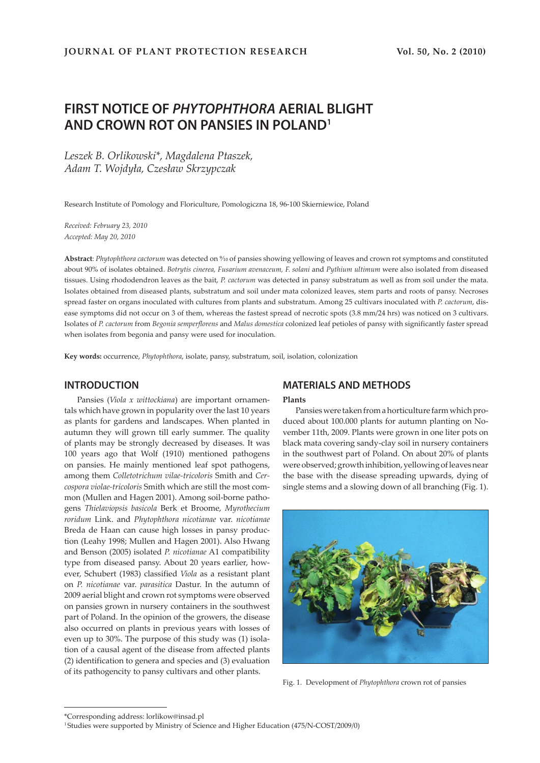# FIRST NOTICE OF *PHYTOPHTHORA* AERIAL BLIGHT AND CROWN ROT ON PANSIES IN POLAND[1]

*Leszek B. Orlikowski\*, Magdalena Ptaszek, Adam T. Wojdyła, Czesław Skrzypczak*

Research Institute of Pomology and Floriculture, Pomologiczna 18, 96-100 Skierniewice, Poland

*Received: February 23, 2010*
*Accepted: May 20, 2010*

**Abstract**: *Phytophthora cactorum* was detected on 9/10 of pansies showing yellowing of leaves and crown rot symptoms and constituted about 90% of isolates obtained. *Botrytis cinerea*, *Fusarium avenaceum*, *F. solani* and *Pythium ultimum* were also isolated from diseased tissues. Using rhododendron leaves as the bait, *P. cactorum* was detected in pansy substratum as well as from soil under the mata. Isolates obtained from diseased plants, substratum and soil under mata colonized leaves, stem parts and roots of pansy. Necroses spread faster on organs inoculated with cultures from plants and substratum. Among 25 cultivars inoculated with *P. cactorum*, disease symptoms did not occur on 3 of them, whereas the fastest spread of necrotic spots (3.8 mm/24 hrs) was noticed on 3 cultivars. Isolates of *P. cactorum* from *Begonia semperflorens* and *Malus domestica* colonized leaf petioles of pansy with significantly faster spread when isolates from begonia and pansy were used for inoculation.

**Key words:** occurrence, *Phytophthora*, isolate, pansy, substratum, soil, isolation, colonization

## INTRODUCTION

Pansies (*Viola x wittockiana*) are important ornamentals which have grown in popularity over the last 10 years as plants for gardens and landscapes. When planted in autumn they will grown till early summer. The quality of plants may be strongly decreased by diseases. It was 100 years ago that Wolf (1910) mentioned pathogens on pansies. He mainly mentioned leaf spot pathogens, among them *Colletotrichum vilae-tricoloris* Smith and *Cercospora violae-tricoloris* Smith which are still the most common (Mullen and Hagen 2001). Among soil-borne pathogens *Thielaviopsis basicola* Berk et Broome, *Myrothecium roridum* Link. and *Phytophthora nicotianae* var. *nicotianae* Breda de Haan can cause high losses in pansy production (Leahy 1998; Mullen and Hagen 2001). Also Hwang and Benson (2005) isolated *P. nicotianae* A1 compatibility type from diseased pansy. About 20 years earlier, however, Schubert (1983) classified *Viola* as a resistant plant on *P. nicotianae* var. *parasitica* Dastur. In the autumn of 2009 aerial blight and crown rot symptoms were observed on pansies grown in nursery containers in the southwest part of Poland. In the opinion of the growers, the disease also occurred on plants in previous years with losses of even up to 30%. The purpose of this study was (1) isolation of a causal agent of the disease from affected plants (2) identification to genera and species and (3) evaluation of its pathogencity to pansy cultivars and other plants.

## MATERIALS AND METHODS

**Plants**

Pansies were taken from a horticulture farm which produced about 100.000 plants for autumn planting on November 11th, 2009. Plants were grown in one liter pots on black mata covering sandy-clay soil in nursery containers in the southwest part of Poland. On about 20% of plants were observed; growth inhibition, yellowing of leaves near the base with the disease spreading upwards, dying of single stems and a slowing down of all branching (Fig. 1).

Fig. 1. Development of *Phytophthora* crown rot of pansies

\*Corresponding address: lorlikow@insad.pl

[1] Studies were supported by Ministry of Science and Higher Education (475/N-COST/2009/0)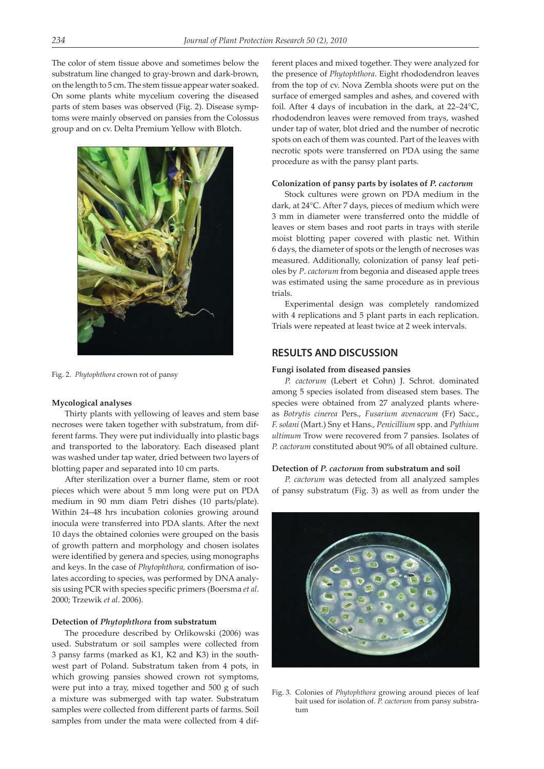The color of stem tissue above and sometimes below the substratum line changed to gray-brown and dark-brown, on the length to 5 cm. The stem tissue appear water soaked. On some plants white mycelium covering the diseased parts of stem bases was observed (Fig. 2). Disease symptoms were mainly observed on pansies from the Colossus group and on cv. Delta Premium Yellow with Blotch.

Fig. 2. *Phytophthora* crown rot of pansy

**Mycological analyses**

Thirty plants with yellowing of leaves and stem base necroses were taken together with substratum, from different farms. They were put individually into plastic bags and transported to the laboratory. Each diseased plant was washed under tap water, dried between two layers of blotting paper and separated into 10 cm parts.

After sterilization over a burner flame, stem or root pieces which were about 5 mm long were put on PDA medium in 90 mm diam Petri dishes (10 parts/plate). Within 24–48 hrs incubation colonies growing around inocula were transferred into PDA slants. After the next 10 days the obtained colonies were grouped on the basis of growth pattern and morphology and chosen isolates were identified by genera and species, using monographs and keys. In the case of *Phytophthora,* confirmation of isolates according to species, was performed by DNA analysis using PCR with species specific primers (Boersma *et al*. 2000; Trzewik *et al*. 2006).

**Detection of *Phytophthora* from substratum**

The procedure described by Orlikowski (2006) was used. Substratum or soil samples were collected from 3 pansy farms (marked as K1, K2 and K3) in the southwest part of Poland. Substratum taken from 4 pots, in which growing pansies showed crown rot symptoms, were put into a tray, mixed together and 500 g of such a mixture was submerged with tap water. Substratum samples were collected from different parts of farms. Soil samples from under the mata were collected from 4 different places and mixed together. They were analyzed for the presence of *Phytophthora*. Eight rhododendron leaves from the top of cv. Nova Zembla shoots were put on the surface of emerged samples and ashes, and covered with foil. After 4 days of incubation in the dark, at 22–24°C, rhododendron leaves were removed from trays, washed under tap of water, blot dried and the number of necrotic spots on each of them was counted. Part of the leaves with necrotic spots were transferred on PDA using the same procedure as with the pansy plant parts.

**Colonization of pansy parts by isolates of *P. cactorum***

Stock cultures were grown on PDA medium in the dark, at 24°C. After 7 days, pieces of medium which were 3 mm in diameter were transferred onto the middle of leaves or stem bases and root parts in trays with sterile moist blotting paper covered with plastic net. Within 6 days, the diameter of spots or the length of necroses was measured. Additionally, colonization of pansy leaf petioles by *P*. *cactorum* from begonia and diseased apple trees was estimated using the same procedure as in previous trials.

Experimental design was completely randomized with 4 replications and 5 plant parts in each replication. Trials were repeated at least twice at 2 week intervals.

## RESULTS AND DISCUSSION

**Fungi isolated from diseased pansies**

*P. cactorum* (Lebert et Cohn) J. Schrot. dominated among 5 species isolated from diseased stem bases. The species were obtained from 27 analyzed plants whereas *Botrytis cinerea* Pers., *Fusarium avenaceum* (Fr) Sacc., *F. solani* (Mart.) Sny et Hans., *Penicillium* spp. and *Pythium ultimum* Trow were recovered from 7 pansies. Isolates of *P. cactorum* constituted about 90% of all obtained culture.

**Detection of *P. cactorum* from substratum and soil**

*P. cactorum* was detected from all analyzed samples of pansy substratum (Fig. 3) as well as from under the

Fig. 3. Colonies of *Phytophthora* growing around pieces of leaf bait used for isolation of. *P. cactorum* from pansy substratum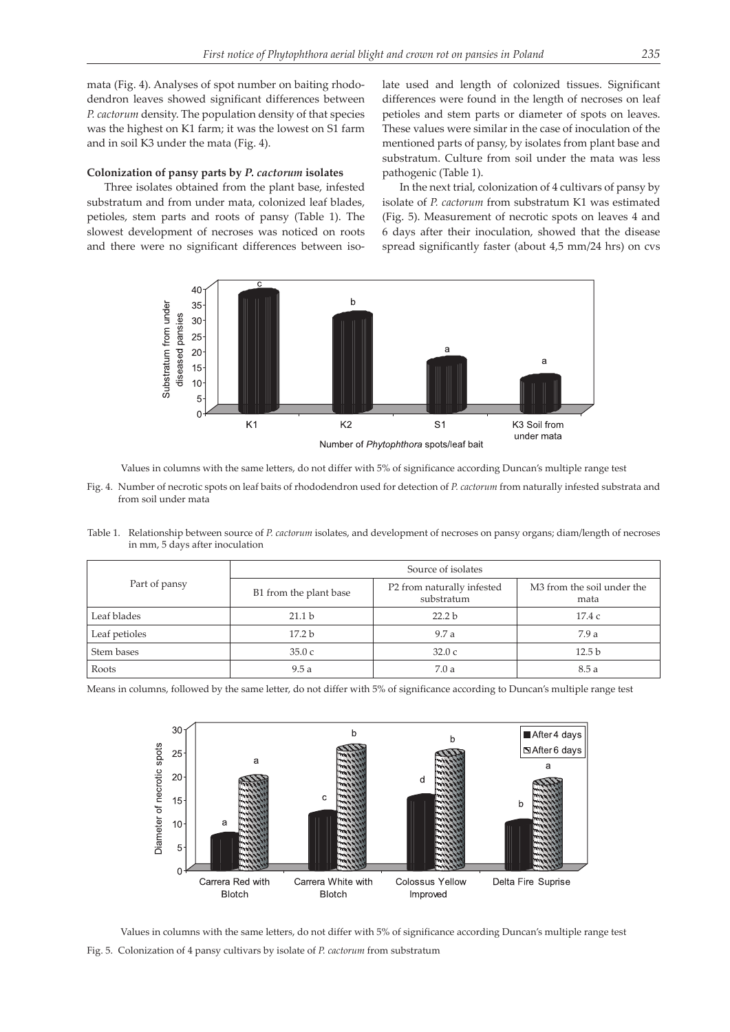mata (Fig. 4). Analyses of spot number on baiting rhododendron leaves showed significant differences between *P. cactorum* density. The population density of that species was the highest on K1 farm; it was the lowest on S1 farm and in soil K3 under the mata (Fig. 4).

**Colonization of pansy parts by *P. cactorum* isolates**

Three isolates obtained from the plant base, infested substratum and from under mata, colonized leaf blades, petioles, stem parts and roots of pansy (Table 1). The slowest development of necroses was noticed on roots and there were no significant differences between isolate used and length of colonized tissues. Significant differences were found in the length of necroses on leaf petioles and stem parts or diameter of spots on leaves. These values were similar in the case of inoculation of the mentioned parts of pansy, by isolates from plant base and substratum. Culture from soil under the mata was less pathogenic (Table 1).

In the next trial, colonization of 4 cultivars of pansy by isolate of *P. cactorum* from substratum K1 was estimated (Fig. 5). Measurement of necrotic spots on leaves 4 and 6 days after their inoculation, showed that the disease spread significantly faster (about 4,5 mm/24 hrs) on cvs

Values in columns with the same letters, do not differ with 5% of significance according Duncan's multiple range test

Fig. 4. Number of necrotic spots on leaf baits of rhododendron used for detection of *P. cactorum* from naturally infested substrata and from soil under mata

Table 1. Relationship between source of *P. cactorum* isolates, and development of necroses on pansy organs; diam/length of necroses in mm, 5 days after inoculation

| Part of pansy | Source of isolates | | |
|---|---|---|---|
| | B1 from the plant base | P2 from naturally infested substratum | M3 from the soil under the mata |
| Leaf blades | 21.1 b | 22.2 b | 17.4 c |
| Leaf petioles | 17.2 b | 9.7 a | 7.9 a |
| Stem bases | 35.0 c | 32.0 c | 12.5 b |
| Roots | 9.5 a | 7.0 a | 8.5 a |

Means in columns, followed by the same letter, do not differ with 5% of significance according to Duncan's multiple range test

Values in columns with the same letters, do not differ with 5% of significance according Duncan's multiple range test

Fig. 5. Colonization of 4 pansy cultivars by isolate of *P. cactorum* from substratum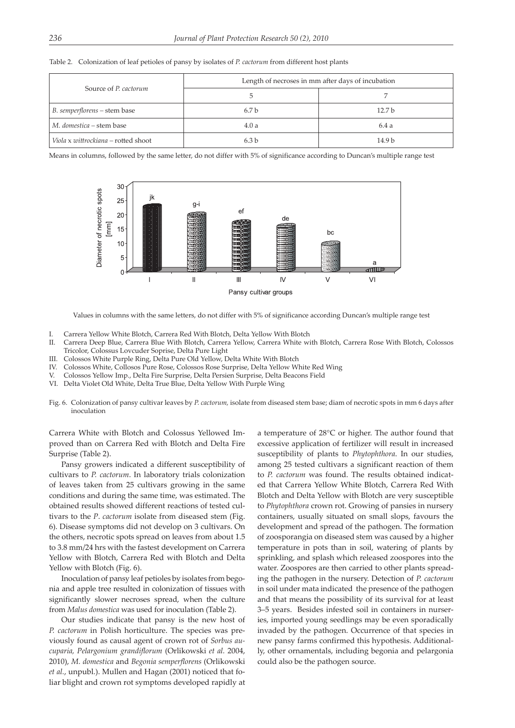Table 2. Colonization of leaf petioles of pansy by isolates of *P. cactorum* from different host plants

| Source of *P. cactorum* | Length of necroses in mm after days of incubation | |
|---|---|---|
| | 5 | 7 |
| *B. semperflorens* – stem base | 6.7 b | 12.7 b |
| *M. domestica* – stem base | 4.0 a | 6.4 a |
| *Viola* x *wittrockiana* – rotted shoot | 6.3 b | 14.9 b |

Means in columns, followed by the same letter, do not differ with 5% of significance according to Duncan's multiple range test

Values in columns with the same letters, do not differ with 5% of significance according Duncan's multiple range test

I. Carrera Yellow White Blotch, Carrera Red With Blotch, Delta Yellow With Blotch
II. Carrera Deep Blue, Carrera Blue With Blotch, Carrera Yellow, Carrera White with Blotch, Carrera Rose With Blotch, Colossos Tricolor, Colossus Lovcuder Soprise, Delta Pure Light
III. Colossos White Purple Ring, Delta Pure Old Yellow, Delta White With Blotch
IV. Colossos White, Collosos Pure Rose, Colossos Rose Surprise, Delta Yellow White Red Wing
V. Colossos Yellow Imp., Delta Fire Surprise, Delta Persien Surprise, Delta Beacons Field
VI. Delta Violet Old White, Delta True Blue, Delta Yellow With Purple Wing

Fig. 6. Colonization of pansy cultivar leaves by *P. cactorum,* isolate from diseased stem base; diam of necrotic spots in mm 6 days after inoculation

Carrera White with Blotch and Colossus Yellowed Improved than on Carrera Red with Blotch and Delta Fire Surprise (Table 2).

Pansy growers indicated a different susceptibility of cultivars to *P. cactorum*. In laboratory trials colonization of leaves taken from 25 cultivars growing in the same conditions and during the same time, was estimated. The obtained results showed different reactions of tested cultivars to the *P*. *cactorum* isolate from diseased stem (Fig. 6). Disease symptoms did not develop on 3 cultivars. On the others, necrotic spots spread on leaves from about 1.5 to 3.8 mm/24 hrs with the fastest development on Carrera Yellow with Blotch, Carrera Red with Blotch and Delta Yellow with Blotch (Fig. 6).

Inoculation of pansy leaf petioles by isolates from begonia and apple tree resulted in colonization of tissues with significantly slower necroses spread, when the culture from *Malus domestica* was used for inoculation (Table 2).

Our studies indicate that pansy is the new host of *P. cactorum* in Polish horticulture. The species was previously found as causal agent of crown rot of *Sorbus aucuparia, Pelargonium grandiflorum* (Orlikowski *et al.* 2004, 2010), *M. domestica* and *Begonia semperflorens* (Orlikowski *et al.*, unpubl.). Mullen and Hagan (2001) noticed that foliar blight and crown rot symptoms developed rapidly at a temperature of 28°C or higher. The author found that excessive application of fertilizer will result in increased susceptibility of plants to *Phytophthora*. In our studies, among 25 tested cultivars a significant reaction of them to *P. cactorum* was found. The results obtained indicated that Carrera Yellow White Blotch, Carrera Red With Blotch and Delta Yellow with Blotch are very susceptible to *Phytophthora* crown rot. Growing of pansies in nursery containers, usually situated on small slops, favours the development and spread of the pathogen. The formation of zoosporangia on diseased stem was caused by a higher temperature in pots than in soil, watering of plants by sprinkling, and splash which released zoospores into the water. Zoospores are then carried to other plants spreading the pathogen in the nursery. Detection of *P. cactorum* in soil under mata indicated the presence of the pathogen and that means the possibility of its survival for at least 3–5 years. Besides infested soil in containers in nurseries, imported young seedlings may be even sporadically invaded by the pathogen. Occurrence of that species in new pansy farms confirmed this hypothesis. Additionally, other ornamentals, including begonia and pelargonia could also be the pathogen source.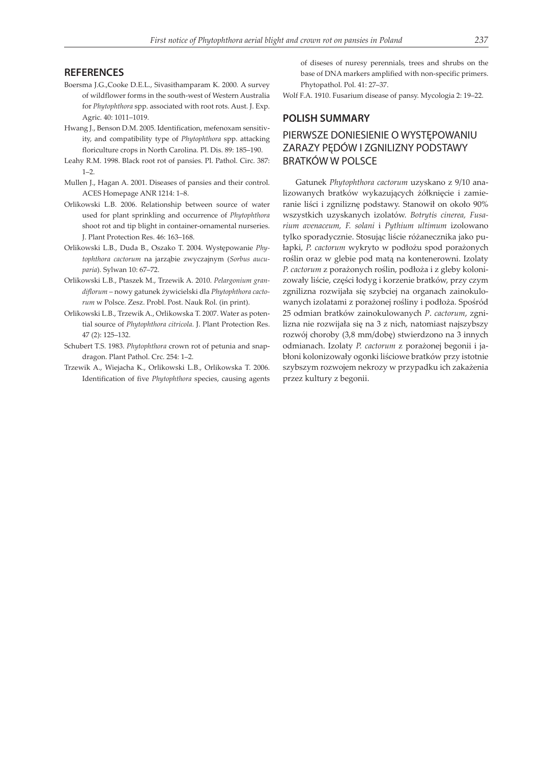## REFERENCES

Boersma J.G.,Cooke D.E.L., Sivasithamparam K. 2000. A survey of wildflower forms in the south-west of Western Australia for *Phytophthora* spp. associated with root rots. Aust. J. Exp. Agric. 40: 1011–1019.

Hwang J., Benson D.M. 2005. Identification, mefenoxam sensitivity, and compatibility type of *Phytophthora* spp. attacking floriculture crops in North Carolina. Pl. Dis. 89: 185–190.

Leahy R.M. 1998. Black root rot of pansies. Pl. Pathol. Circ. 387: 1–2.

Mullen J., Hagan A. 2001. Diseases of pansies and their control. ACES Homepage ANR 1214: 1–8.

Orlikowski L.B. 2006. Relationship between source of water used for plant sprinkling and occurrence of *Phytophthora* shoot rot and tip blight in container-ornamental nurseries. J. Plant Protection Res. 46: 163–168.

Orlikowski L.B., Duda B., Oszako T. 2004. Występowanie *Phytophthora cactorum* na jarząbie zwyczajnym (*Sorbus aucuparia*). Sylwan 10: 67–72.

Orlikowski L.B., Ptaszek M., Trzewik A. 2010. *Pelargonium grandiflorum* – nowy gatunek żywicielski dla *Phytophthora cactorum* w Polsce. Zesz. Probl. Post. Nauk Rol. (in print).

Orlikowski L.B., Trzewik A., Orlikowska T. 2007. Water as potential source of *Phytophthora citricola*. J. Plant Protection Res. 47 (2): 125–132.

Schubert T.S. 1983. *Phytophthora* crown rot of petunia and snapdragon. Plant Pathol. Crc. 254: 1–2.

Trzewik A., Wiejacha K., Orlikowski L.B., Orlikowska T. 2006. Identification of five *Phytophthora* species, causing agents of diseses of nuresy perennials, trees and shrubs on the base of DNA markers amplified with non-specific primers. Phytopathol. Pol. 41: 27–37.

Wolf F.A. 1910. Fusarium disease of pansy. Mycologia 2: 19–22.

## POLISH SUMMARY

### PIERWSZE DONIESIENIE O WYSTĘPOWANIU ZARAZY PĘDÓW I ZGNILIZNY PODSTAWY BRATKÓW W POLSCE

Gatunek *Phytophthora cactorum* uzyskano z 9/10 analizowanych bratków wykazujących żółknięcie i zamieranie liści i zgniliznę podstawy. Stanowił on około 90% wszystkich uzyskanych izolatów. *Botrytis cinerea, Fusarium avenaceum, F. solani* i *Pythium ultimum* izolowano tylko sporadycznie. Stosując liście różanecznika jako pułapki, *P. cactorum* wykryto w podłożu spod porażonych roślin oraz w glebie pod matą na kontenerowni. Izolaty *P. cactorum* z porażonych roślin, podłoża i z gleby kolonizowały liście, części łodyg i korzenie bratków, przy czym zgnilizna rozwijała się szybciej na organach zainokulowanych izolatami z porażonej rośliny i podłoża. Spośród 25 odmian bratków zainokulowanych *P*. *cactorum*, zgnilizna nie rozwijała się na 3 z nich, natomiast najszybszy rozwój choroby (3,8 mm/dobę) stwierdzono na 3 innych odmianach. Izolaty *P. cactorum* z porażonej begonii i jabłoni kolonizowały ogonki liściowe bratków przy istotnie szybszym rozwojem nekrozy w przypadku ich zakażenia przez kultury z begonii.